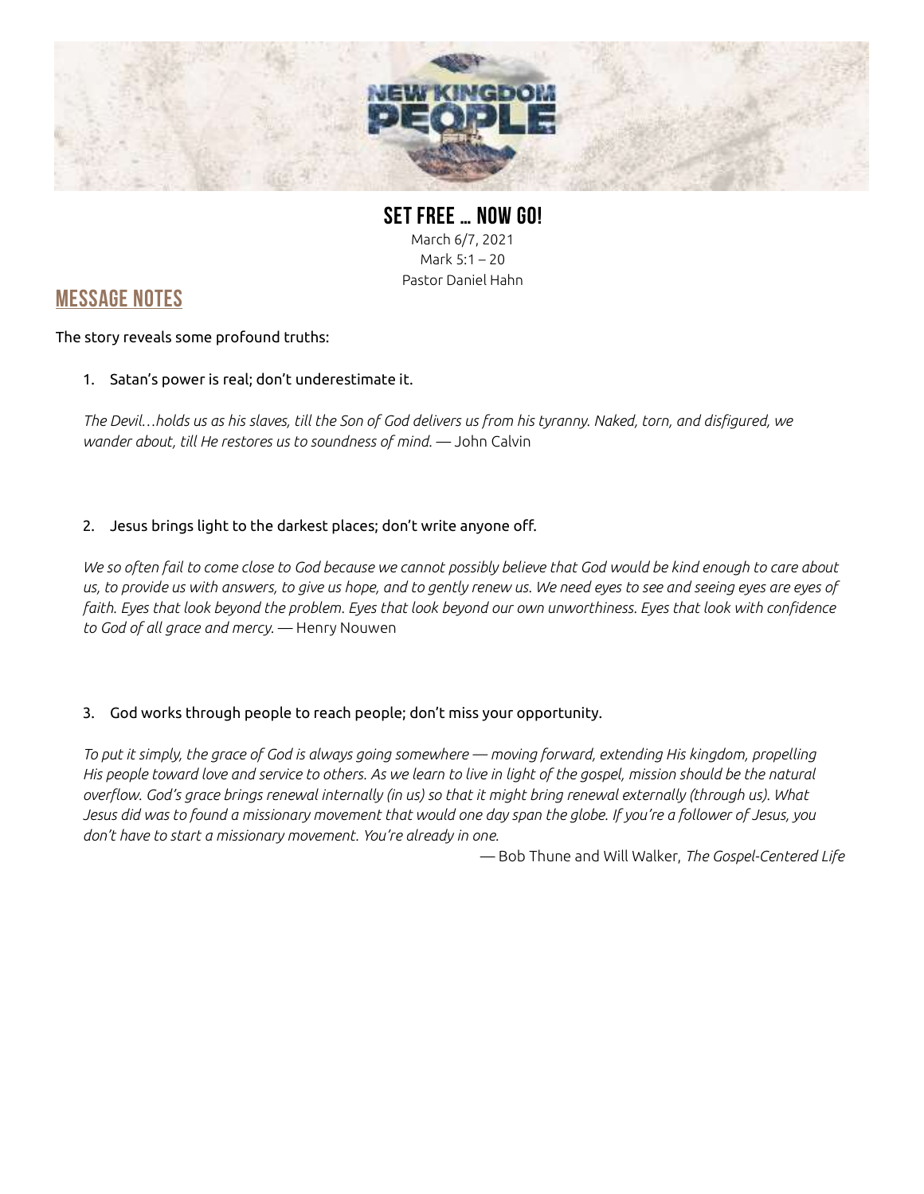# SET FREE … NOW GO!

March 6/7, 2021
Mark 5:1 – 20
Pastor Daniel Hahn

## MESSAGE NOTES

The story reveals some profound truths:

1. Satan's power is real; don't underestimate it.

*The Devil…holds us as his slaves, till the Son of God delivers us from his tyranny. Naked, torn, and disfigured, we wander about, till He restores us to soundness of mind.* — John Calvin

2. Jesus brings light to the darkest places; don't write anyone off.

*We so often fail to come close to God because we cannot possibly believe that God would be kind enough to care about us, to provide us with answers, to give us hope, and to gently renew us. We need eyes to see and seeing eyes are eyes of faith. Eyes that look beyond the problem. Eyes that look beyond our own unworthiness. Eyes that look with confidence to God of all grace and mercy.* — Henry Nouwen

3. God works through people to reach people; don't miss your opportunity.

*To put it simply, the grace of God is always going somewhere — moving forward, extending His kingdom, propelling His people toward love and service to others. As we learn to live in light of the gospel, mission should be the natural overflow. God's grace brings renewal internally (in us) so that it might bring renewal externally (through us). What Jesus did was to found a missionary movement that would one day span the globe. If you're a follower of Jesus, you don't have to start a missionary movement. You're already in one.*

— Bob Thune and Will Walker, *The Gospel-Centered Life*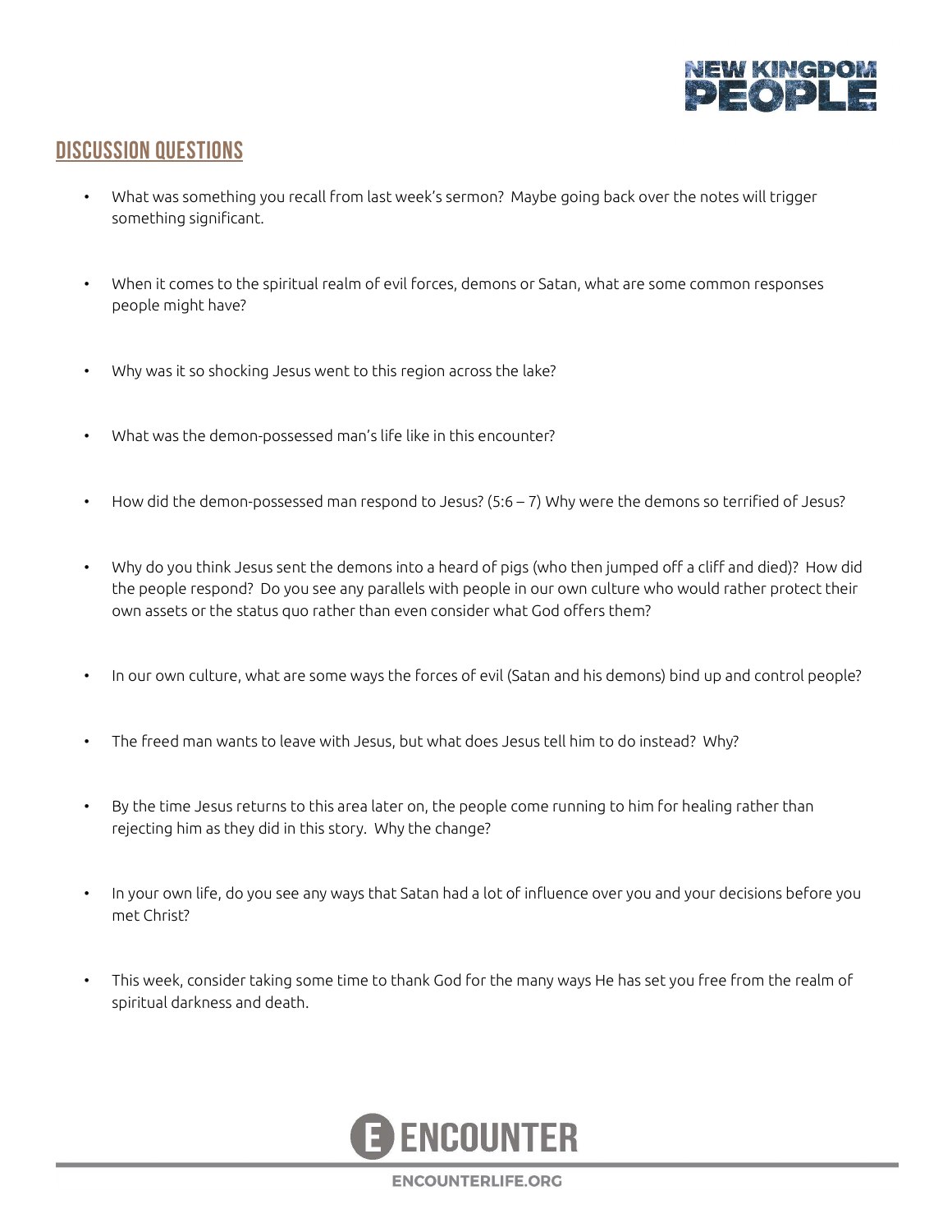## DISCUSSION QUESTIONS

- What was something you recall from last week's sermon? Maybe going back over the notes will trigger something significant.
- When it comes to the spiritual realm of evil forces, demons or Satan, what are some common responses people might have?
- Why was it so shocking Jesus went to this region across the lake?
- What was the demon-possessed man's life like in this encounter?
- How did the demon-possessed man respond to Jesus? (5:6 – 7) Why were the demons so terrified of Jesus?
- Why do you think Jesus sent the demons into a heard of pigs (who then jumped off a cliff and died)? How did the people respond? Do you see any parallels with people in our own culture who would rather protect their own assets or the status quo rather than even consider what God offers them?
- In our own culture, what are some ways the forces of evil (Satan and his demons) bind up and control people?
- The freed man wants to leave with Jesus, but what does Jesus tell him to do instead? Why?
- By the time Jesus returns to this area later on, the people come running to him for healing rather than rejecting him as they did in this story. Why the change?
- In your own life, do you see any ways that Satan had a lot of influence over you and your decisions before you met Christ?
- This week, consider taking some time to thank God for the many ways He has set you free from the realm of spiritual darkness and death.